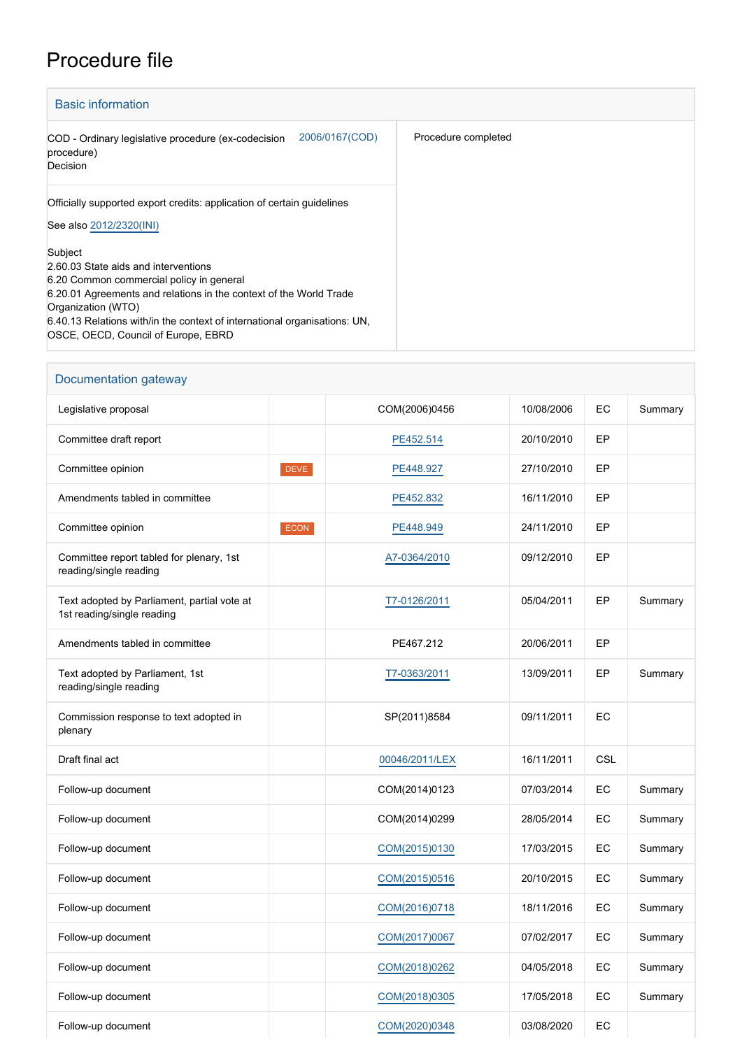# Procedure file

## Basic information

| | |
|---|---|
| COD - Ordinary legislative procedure (ex-codecision procedure)<br>Decision — 2006/0167(COD) | Procedure completed |
| Officially supported export credits: application of certain guidelines<br><br>See also 2012/2320(INI)<br><br>Subject<br>2.60.03 State aids and interventions<br>6.20 Common commercial policy in general<br>6.20.01 Agreements and relations in the context of the World Trade Organization (WTO)<br>6.40.13 Relations with/in the context of international organisations: UN, OSCE, OECD, Council of Europe, EBRD | |

## Documentation gateway

| | | | | | |
|---|---|---|---|---|---|
| Legislative proposal | | COM(2006)0456 | 10/08/2006 | EC | Summary |
| Committee draft report | | PE452.514 | 20/10/2010 | EP | |
| Committee opinion | DEVE | PE448.927 | 27/10/2010 | EP | |
| Amendments tabled in committee | | PE452.832 | 16/11/2010 | EP | |
| Committee opinion | ECON | PE448.949 | 24/11/2010 | EP | |
| Committee report tabled for plenary, 1st reading/single reading | | A7-0364/2010 | 09/12/2010 | EP | |
| Text adopted by Parliament, partial vote at 1st reading/single reading | | T7-0126/2011 | 05/04/2011 | EP | Summary |
| Amendments tabled in committee | | PE467.212 | 20/06/2011 | EP | |
| Text adopted by Parliament, 1st reading/single reading | | T7-0363/2011 | 13/09/2011 | EP | Summary |
| Commission response to text adopted in plenary | | SP(2011)8584 | 09/11/2011 | EC | |
| Draft final act | | 00046/2011/LEX | 16/11/2011 | CSL | |
| Follow-up document | | COM(2014)0123 | 07/03/2014 | EC | Summary |
| Follow-up document | | COM(2014)0299 | 28/05/2014 | EC | Summary |
| Follow-up document | | COM(2015)0130 | 17/03/2015 | EC | Summary |
| Follow-up document | | COM(2015)0516 | 20/10/2015 | EC | Summary |
| Follow-up document | | COM(2016)0718 | 18/11/2016 | EC | Summary |
| Follow-up document | | COM(2017)0067 | 07/02/2017 | EC | Summary |
| Follow-up document | | COM(2018)0262 | 04/05/2018 | EC | Summary |
| Follow-up document | | COM(2018)0305 | 17/05/2018 | EC | Summary |
| Follow-up document | | COM(2020)0348 | 03/08/2020 | EC | |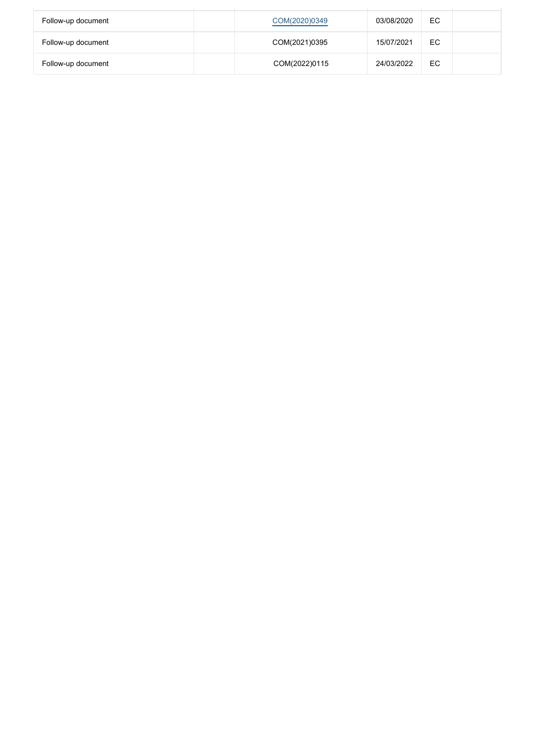| | | | | | |
|---|---|---|---|---|---|
| Follow-up document | | COM(2020)0349 | 03/08/2020 | EC | |
| Follow-up document | | COM(2021)0395 | 15/07/2021 | EC | |
| Follow-up document | | COM(2022)0115 | 24/03/2022 | EC | |